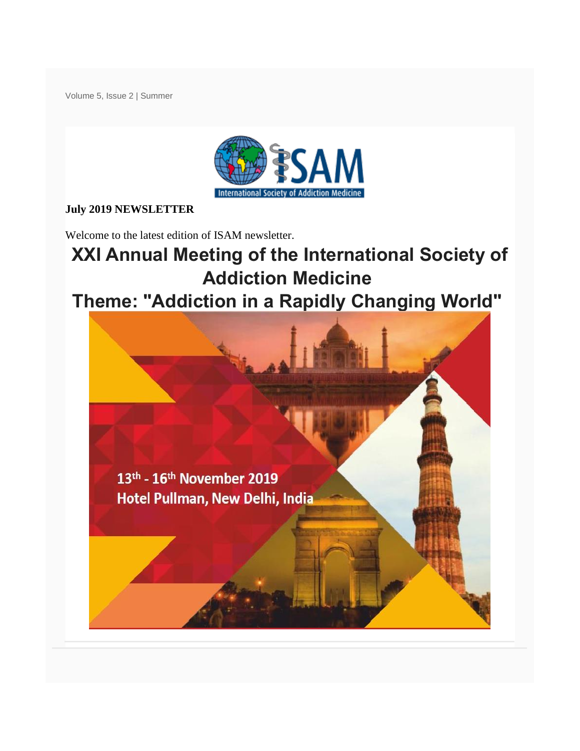Volume 5, Issue 2 | Summer

**July 2019 NEWSLETTER**

Welcome to the latest edition of ISAM newsletter.

# XXI Annual Meeting of the International Society of Addiction Medicine

# Theme: "Addiction in a Rapidly Changing World"

13th - 16th November 2019

Hotel Pullman, New Delhi, India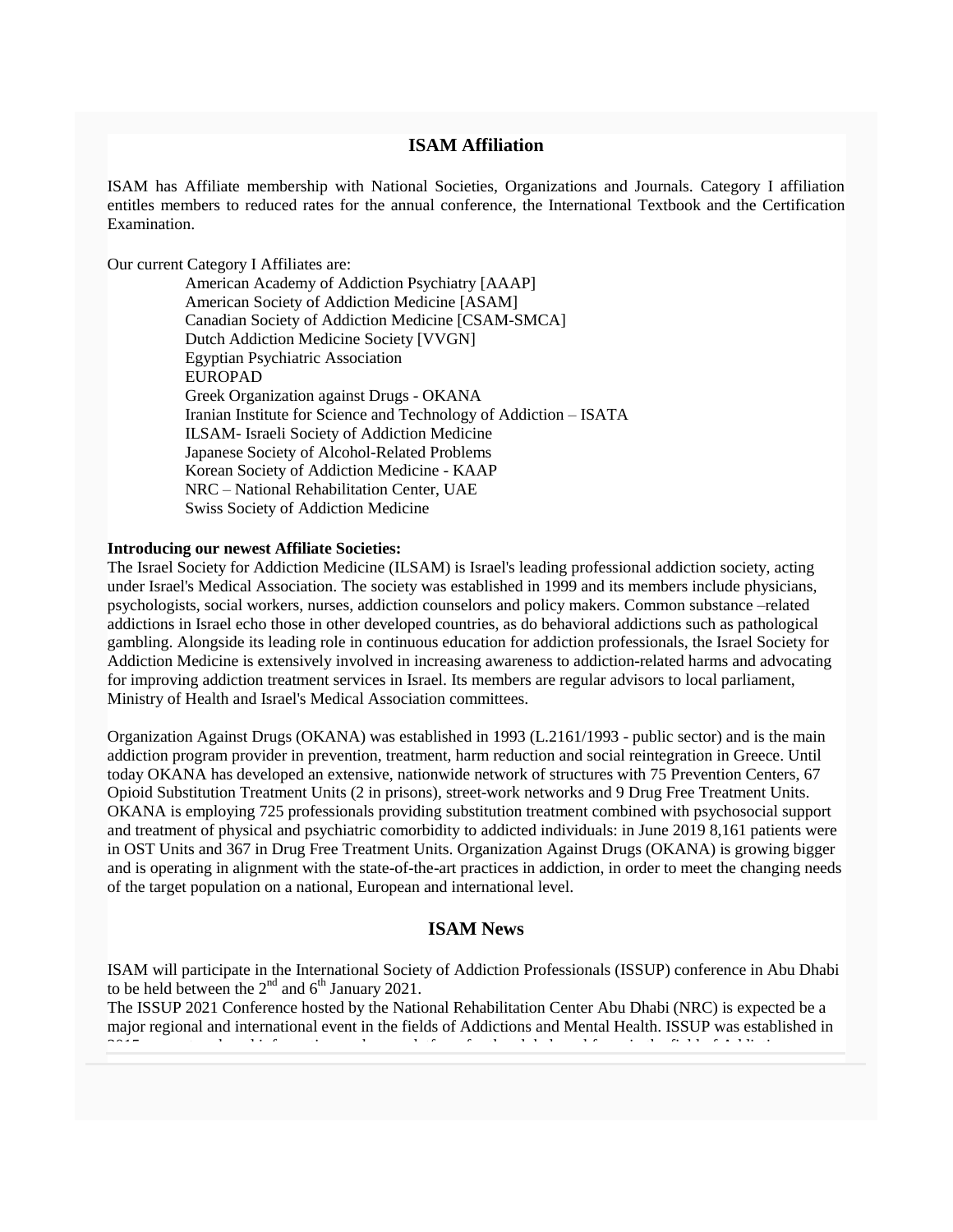## ISAM Affiliation

ISAM has Affiliate membership with National Societies, Organizations and Journals. Category I affiliation entitles members to reduced rates for the annual conference, the International Textbook and the Certification Examination.

Our current Category I Affiliates are:

- American Academy of Addiction Psychiatry [AAAP]
- American Society of Addiction Medicine [ASAM]
- Canadian Society of Addiction Medicine [CSAM-SMCA]
- Dutch Addiction Medicine Society [VVGN]
- Egyptian Psychiatric Association
- EUROPAD
- Greek Organization against Drugs - OKANA
- Iranian Institute for Science and Technology of Addiction – ISATA
- ILSAM- Israeli Society of Addiction Medicine
- Japanese Society of Alcohol-Related Problems
- Korean Society of Addiction Medicine - KAAP
- NRC – National Rehabilitation Center, UAE
- Swiss Society of Addiction Medicine

**Introducing our newest Affiliate Societies:**

The Israel Society for Addiction Medicine (ILSAM) is Israel's leading professional addiction society, acting under Israel's Medical Association. The society was established in 1999 and its members include physicians, psychologists, social workers, nurses, addiction counselors and policy makers. Common substance –related addictions in Israel echo those in other developed countries, as do behavioral addictions such as pathological gambling. Alongside its leading role in continuous education for addiction professionals, the Israel Society for Addiction Medicine is extensively involved in increasing awareness to addiction-related harms and advocating for improving addiction treatment services in Israel. Its members are regular advisors to local parliament, Ministry of Health and Israel's Medical Association committees.

Organization Against Drugs (OKANA) was established in 1993 (L.2161/1993 - public sector) and is the main addiction program provider in prevention, treatment, harm reduction and social reintegration in Greece. Until today OKANA has developed an extensive, nationwide network of structures with 75 Prevention Centers, 67 Opioid Substitution Treatment Units (2 in prisons), street-work networks and 9 Drug Free Treatment Units. OKANA is employing 725 professionals providing substitution treatment combined with psychosocial support and treatment of physical and psychiatric comorbidity to addicted individuals: in June 2019 8,161 patients were in OST Units and 367 in Drug Free Treatment Units. Organization Against Drugs (OKANA) is growing bigger and is operating in alignment with the state-of-the-art practices in addiction, in order to meet the changing needs of the target population on a national, European and international level.

## ISAM News

ISAM will participate in the International Society of Addiction Professionals (ISSUP) conference in Abu Dhabi to be held between the 2nd and 6th January 2021.

The ISSUP 2021 Conference hosted by the National Rehabilitation Center Abu Dhabi (NRC) is expected be a major regional and international event in the fields of Addictions and Mental Health. ISSUP was established in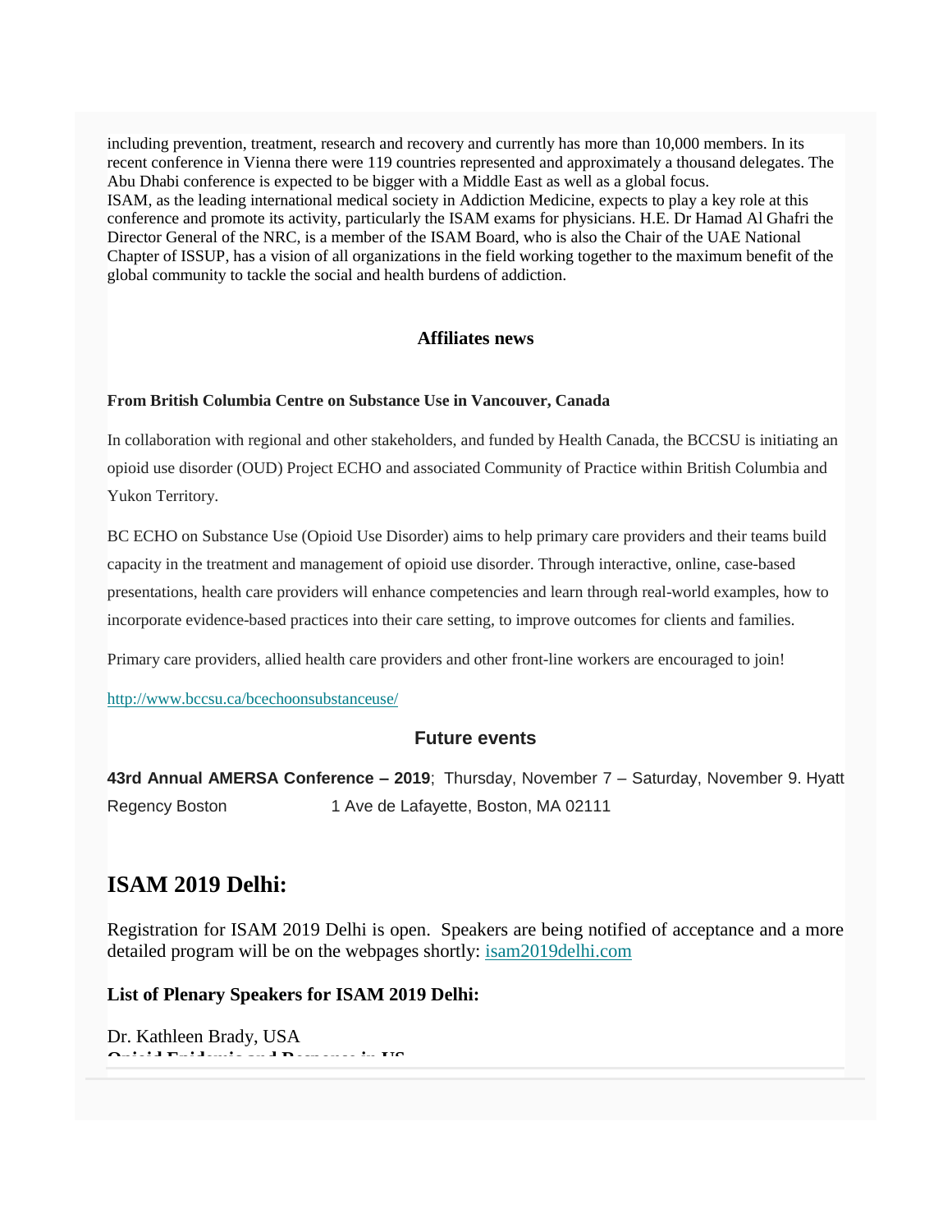including prevention, treatment, research and recovery and currently has more than 10,000 members. In its recent conference in Vienna there were 119 countries represented and approximately a thousand delegates. The Abu Dhabi conference is expected to be bigger with a Middle East as well as a global focus.
ISAM, as the leading international medical society in Addiction Medicine, expects to play a key role at this conference and promote its activity, particularly the ISAM exams for physicians. H.E. Dr Hamad Al Ghafri the Director General of the NRC, is a member of the ISAM Board, who is also the Chair of the UAE National Chapter of ISSUP, has a vision of all organizations in the field working together to the maximum benefit of the global community to tackle the social and health burdens of addiction.

### Affiliates news

**From British Columbia Centre on Substance Use in Vancouver, Canada**

In collaboration with regional and other stakeholders, and funded by Health Canada, the BCCSU is initiating an opioid use disorder (OUD) Project ECHO and associated Community of Practice within British Columbia and Yukon Territory.

BC ECHO on Substance Use (Opioid Use Disorder) aims to help primary care providers and their teams build capacity in the treatment and management of opioid use disorder. Through interactive, online, case-based presentations, health care providers will enhance competencies and learn through real-world examples, how to incorporate evidence-based practices into their care setting, to improve outcomes for clients and families.

Primary care providers, allied health care providers and other front-line workers are encouraged to join!

http://www.bccsu.ca/bcechoonsubstanceuse/

### Future events

**43rd Annual AMERSA Conference – 2019**; Thursday, November 7 – Saturday, November 9. Hyatt Regency Boston 1 Ave de Lafayette, Boston, MA 02111

## ISAM 2019 Delhi:

Registration for ISAM 2019 Delhi is open. Speakers are being notified of acceptance and a more detailed program will be on the webpages shortly: isam2019delhi.com

**List of Plenary Speakers for ISAM 2019 Delhi:**

Dr. Kathleen Brady, USA
**Opioid Epidemic and Response in US**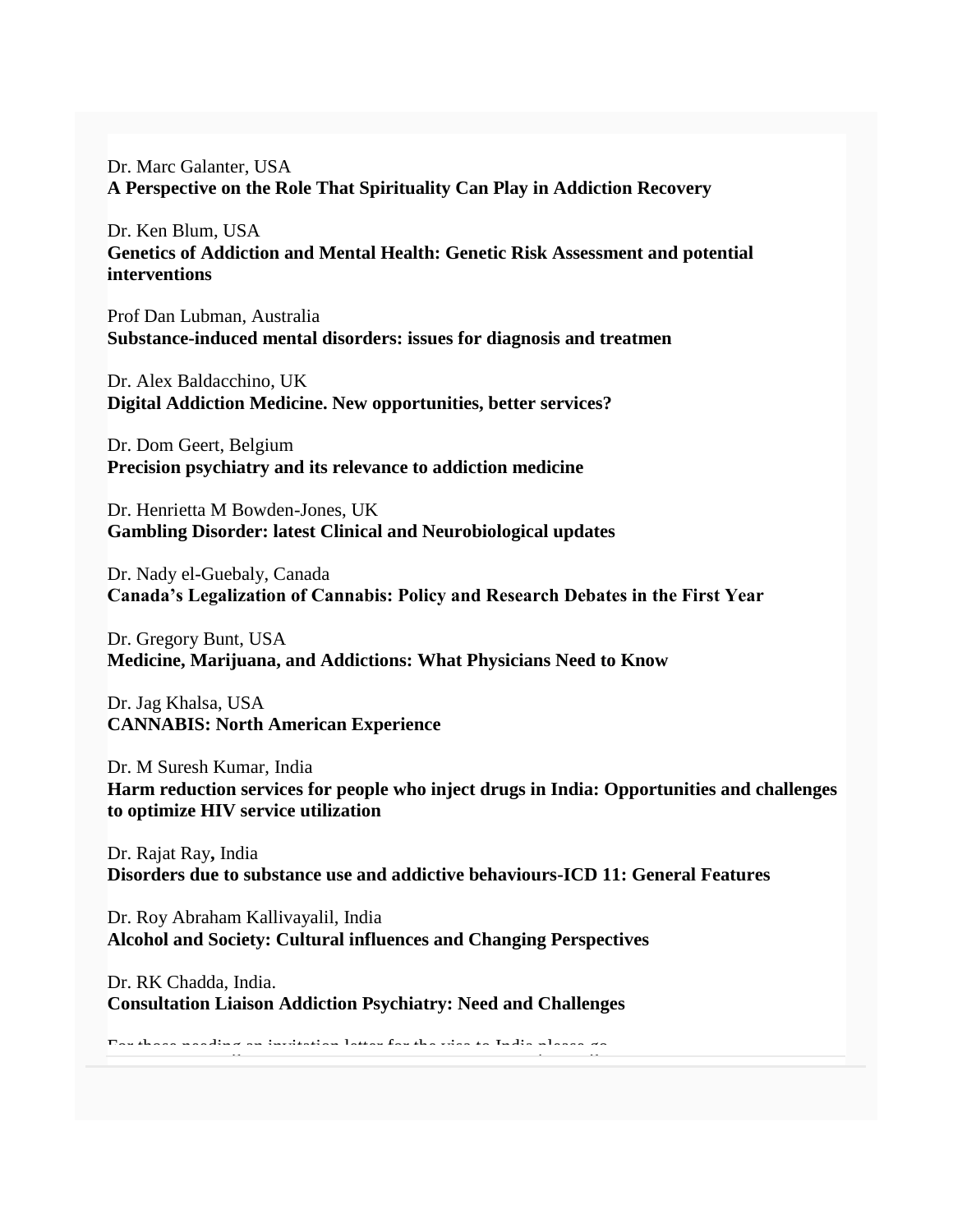Dr. Marc Galanter, USA
**A Perspective on the Role That Spirituality Can Play in Addiction Recovery**

Dr. Ken Blum, USA
**Genetics of Addiction and Mental Health: Genetic Risk Assessment and potential interventions**

Prof Dan Lubman, Australia
**Substance-induced mental disorders: issues for diagnosis and treatmen**

Dr. Alex Baldacchino, UK
**Digital Addiction Medicine. New opportunities, better services?**

Dr. Dom Geert, Belgium
**Precision psychiatry and its relevance to addiction medicine**

Dr. Henrietta M Bowden-Jones, UK
**Gambling Disorder: latest Clinical and Neurobiological updates**

Dr. Nady el-Guebaly, Canada
**Canada's Legalization of Cannabis: Policy and Research Debates in the First Year**

Dr. Gregory Bunt, USA
**Medicine, Marijuana, and Addictions: What Physicians Need to Know**

Dr. Jag Khalsa, USA
**CANNABIS: North American Experience**

Dr. M Suresh Kumar, India
**Harm reduction services for people who inject drugs in India: Opportunities and challenges to optimize HIV service utilization**

Dr. Rajat Ray**,** India
**Disorders due to substance use and addictive behaviours-ICD 11: General Features**

Dr. Roy Abraham Kallivayalil, India
**Alcohol and Society: Cultural influences and Changing Perspectives**

Dr. RK Chadda, India.
**Consultation Liaison Addiction Psychiatry: Need and Challenges**

For those needing an invitation letter for the visa to India please go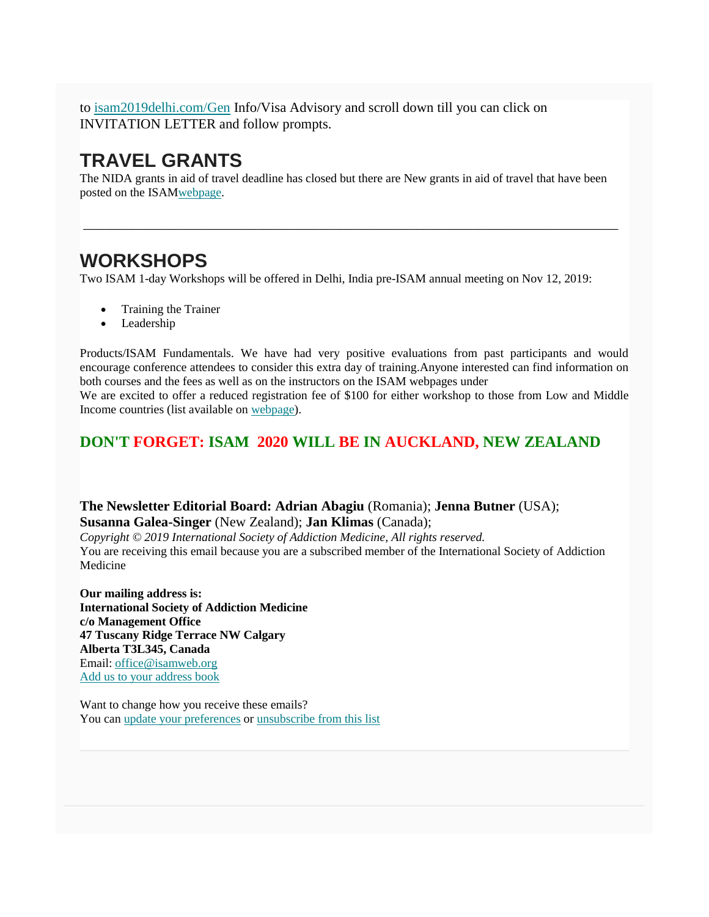to isam2019delhi.com/Gen Info/Visa Advisory and scroll down till you can click on INVITATION LETTER and follow prompts.

## TRAVEL GRANTS

The NIDA grants in aid of travel deadline has closed but there are New grants in aid of travel that have been posted on the ISAMwebpage.

---

## WORKSHOPS

Two ISAM 1-day Workshops will be offered in Delhi, India pre-ISAM annual meeting on Nov 12, 2019:

- Training the Trainer
- Leadership

Products/ISAM Fundamentals. We have had very positive evaluations from past participants and would encourage conference attendees to consider this extra day of training.Anyone interested can find information on both courses and the fees as well as on the instructors on the ISAM webpages under
We are excited to offer a reduced registration fee of $100 for either workshop to those from Low and Middle Income countries (list available on webpage).

### DON'T FORGET: ISAM 2020 WILL BE IN AUCKLAND, NEW ZEALAND

**The Newsletter Editorial Board: Adrian Abagiu** (Romania); **Jenna Butner** (USA); **Susanna Galea-Singer** (New Zealand); **Jan Klimas** (Canada);

*Copyright © 2019 International Society of Addiction Medicine, All rights reserved.*

You are receiving this email because you are a subscribed member of the International Society of Addiction Medicine

**Our mailing address is:**
**International Society of Addiction Medicine**
**c/o Management Office**
**47 Tuscany Ridge Terrace NW Calgary**
**Alberta T3L345, Canada**
Email: office@isamweb.org
Add us to your address book

Want to change how you receive these emails?
You can update your preferences or unsubscribe from this list